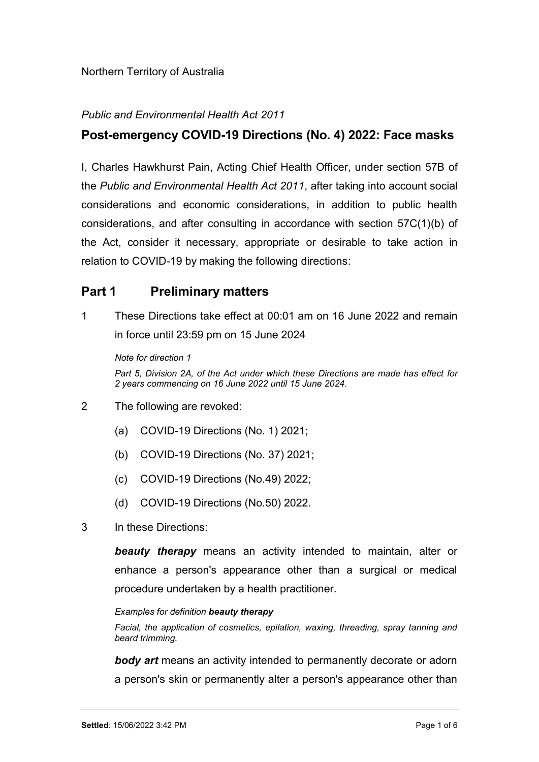Northern Territory of Australia

*Public and Environmental Health Act 2011*

## Post-emergency COVID-19 Directions (No. 4) 2022: Face masks

I, Charles Hawkhurst Pain, Acting Chief Health Officer, under section 57B of the *Public and Environmental Health Act 2011*, after taking into account social considerations and economic considerations, in addition to public health considerations, and after consulting in accordance with section 57C(1)(b) of the Act, consider it necessary, appropriate or desirable to take action in relation to COVID-19 by making the following directions:

## Part 1 Preliminary matters

1 These Directions take effect at 00:01 am on 16 June 2022 and remain in force until 23:59 pm on 15 June 2024

*Note for direction 1*

*Part 5, Division 2A, of the Act under which these Directions are made has effect for 2 years commencing on 16 June 2022 until 15 June 2024.*

2 The following are revoked:

(a) COVID-19 Directions (No. 1) 2021;

(b) COVID-19 Directions (No. 37) 2021;

(c) COVID-19 Directions (No.49) 2022;

(d) COVID-19 Directions (No.50) 2022.

3 In these Directions:

***beauty therapy*** means an activity intended to maintain, alter or enhance a person's appearance other than a surgical or medical procedure undertaken by a health practitioner.

*Examples for definition **beauty therapy***

*Facial, the application of cosmetics, epilation, waxing, threading, spray tanning and beard trimming.*

***body art*** means an activity intended to permanently decorate or adorn a person's skin or permanently alter a person's appearance other than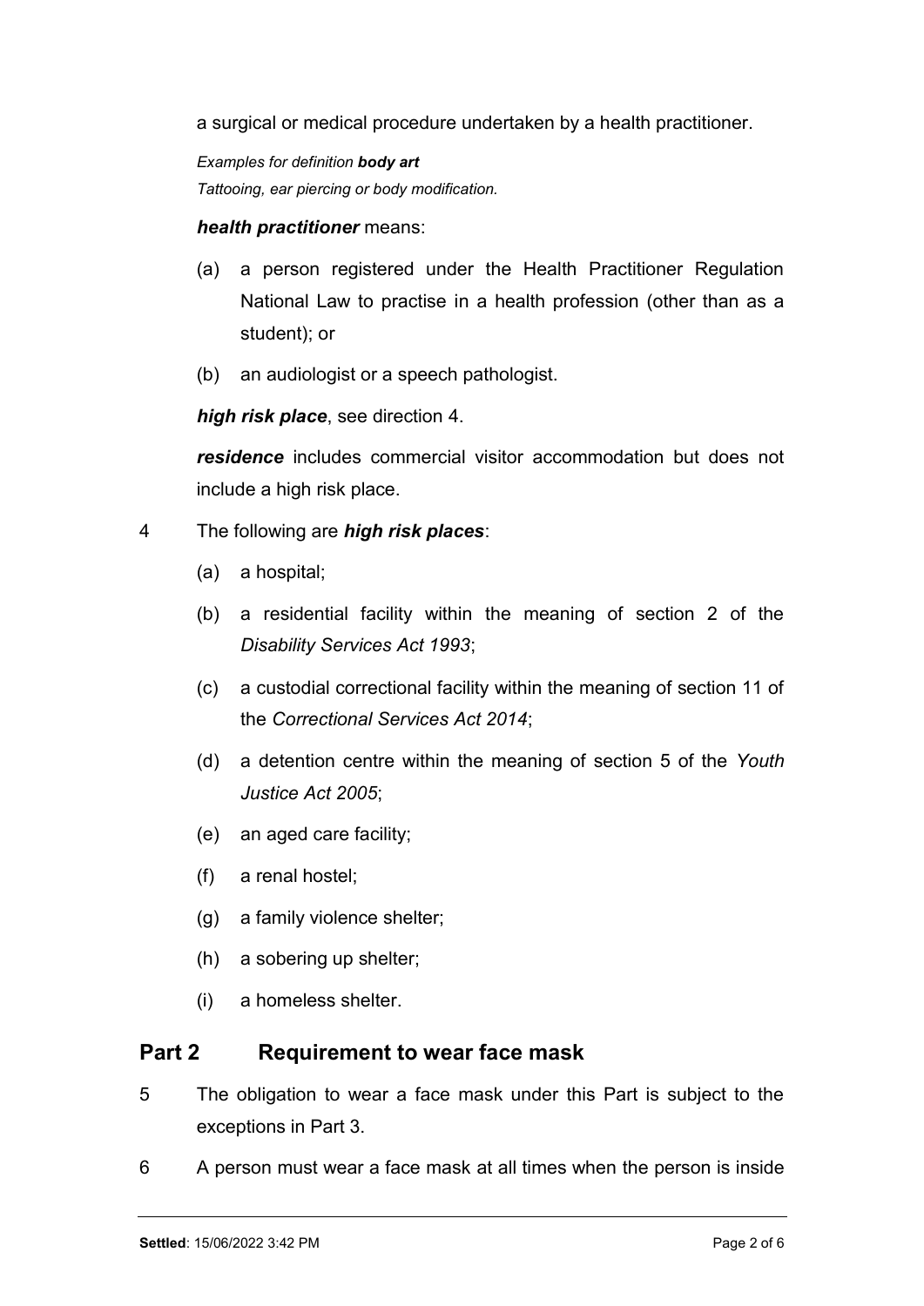a surgical or medical procedure undertaken by a health practitioner.

*Examples for definition **body art***

*Tattooing, ear piercing or body modification.*

***health practitioner*** means:

(a) a person registered under the Health Practitioner Regulation National Law to practise in a health profession (other than as a student); or

(b) an audiologist or a speech pathologist.

***high risk place***, see direction 4.

***residence*** includes commercial visitor accommodation but does not include a high risk place.

4 The following are ***high risk places***:

(a) a hospital;

(b) a residential facility within the meaning of section 2 of the *Disability Services Act 1993*;

(c) a custodial correctional facility within the meaning of section 11 of the *Correctional Services Act 2014*;

(d) a detention centre within the meaning of section 5 of the *Youth Justice Act 2005*;

(e) an aged care facility;

(f) a renal hostel;

(g) a family violence shelter;

(h) a sobering up shelter;

(i) a homeless shelter.

## Part 2 Requirement to wear face mask

5 The obligation to wear a face mask under this Part is subject to the exceptions in Part 3.

6 A person must wear a face mask at all times when the person is inside

**Settled**: 15/06/2022 3:42 PM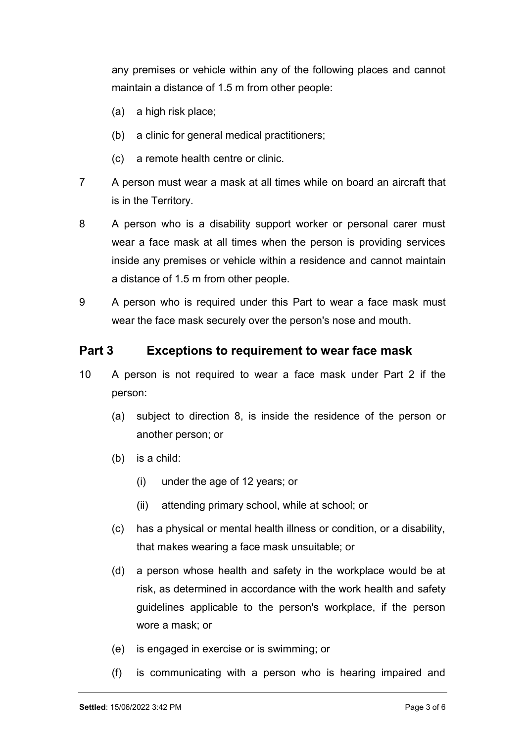any premises or vehicle within any of the following places and cannot maintain a distance of 1.5 m from other people:

(a) a high risk place;

(b) a clinic for general medical practitioners;

(c) a remote health centre or clinic.

7 A person must wear a mask at all times while on board an aircraft that is in the Territory.

8 A person who is a disability support worker or personal carer must wear a face mask at all times when the person is providing services inside any premises or vehicle within a residence and cannot maintain a distance of 1.5 m from other people.

9 A person who is required under this Part to wear a face mask must wear the face mask securely over the person's nose and mouth.

## Part 3 Exceptions to requirement to wear face mask

10 A person is not required to wear a face mask under Part 2 if the person:

(a) subject to direction 8, is inside the residence of the person or another person; or

(b) is a child:

(i) under the age of 12 years; or

(ii) attending primary school, while at school; or

(c) has a physical or mental health illness or condition, or a disability, that makes wearing a face mask unsuitable; or

(d) a person whose health and safety in the workplace would be at risk, as determined in accordance with the work health and safety guidelines applicable to the person's workplace, if the person wore a mask; or

(e) is engaged in exercise or is swimming; or

(f) is communicating with a person who is hearing impaired and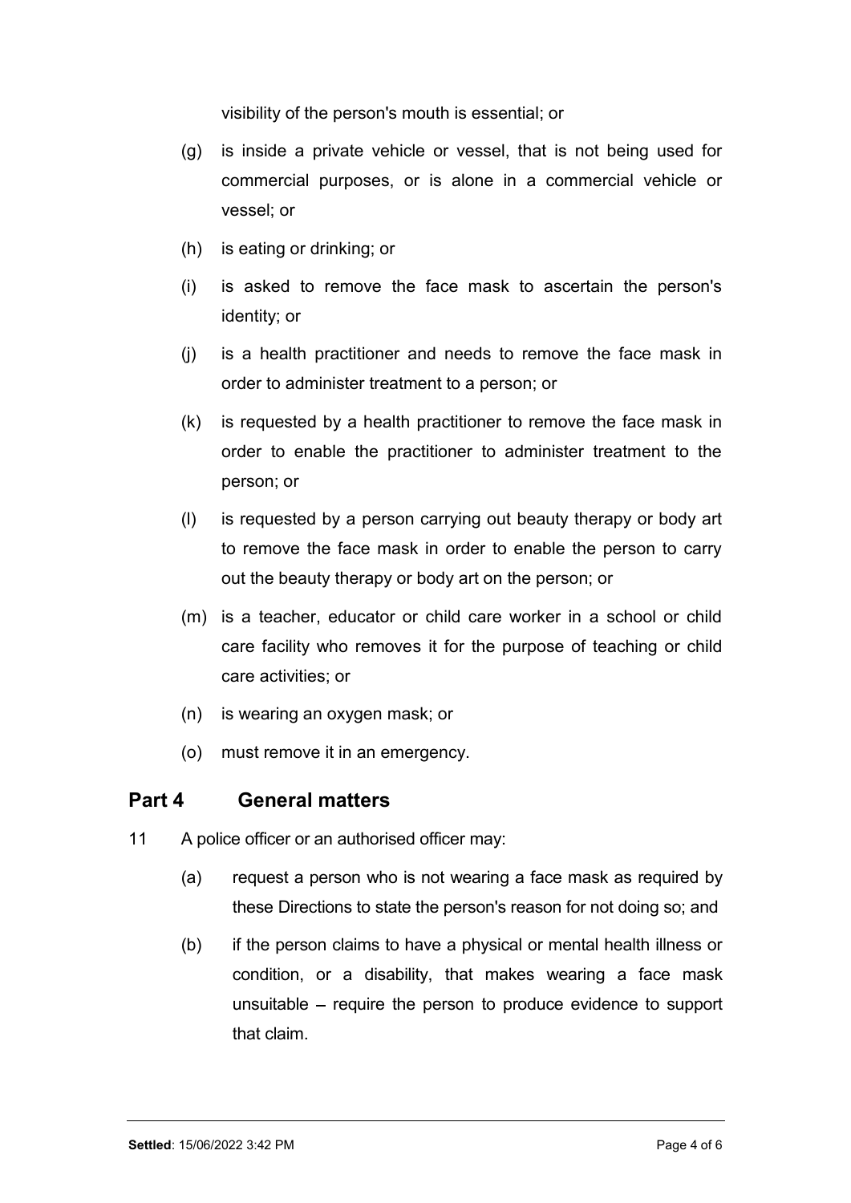visibility of the person's mouth is essential; or

(g) is inside a private vehicle or vessel, that is not being used for commercial purposes, or is alone in a commercial vehicle or vessel; or

(h) is eating or drinking; or

(i) is asked to remove the face mask to ascertain the person's identity; or

(j) is a health practitioner and needs to remove the face mask in order to administer treatment to a person; or

(k) is requested by a health practitioner to remove the face mask in order to enable the practitioner to administer treatment to the person; or

(l) is requested by a person carrying out beauty therapy or body art to remove the face mask in order to enable the person to carry out the beauty therapy or body art on the person; or

(m) is a teacher, educator or child care worker in a school or child care facility who removes it for the purpose of teaching or child care activities; or

(n) is wearing an oxygen mask; or

(o) must remove it in an emergency.

## Part 4 General matters

11 A police officer or an authorised officer may:

(a) request a person who is not wearing a face mask as required by these Directions to state the person's reason for not doing so; and

(b) if the person claims to have a physical or mental health illness or condition, or a disability, that makes wearing a face mask unsuitable – require the person to produce evidence to support that claim.

**Settled**: 15/06/2022 3:42 PM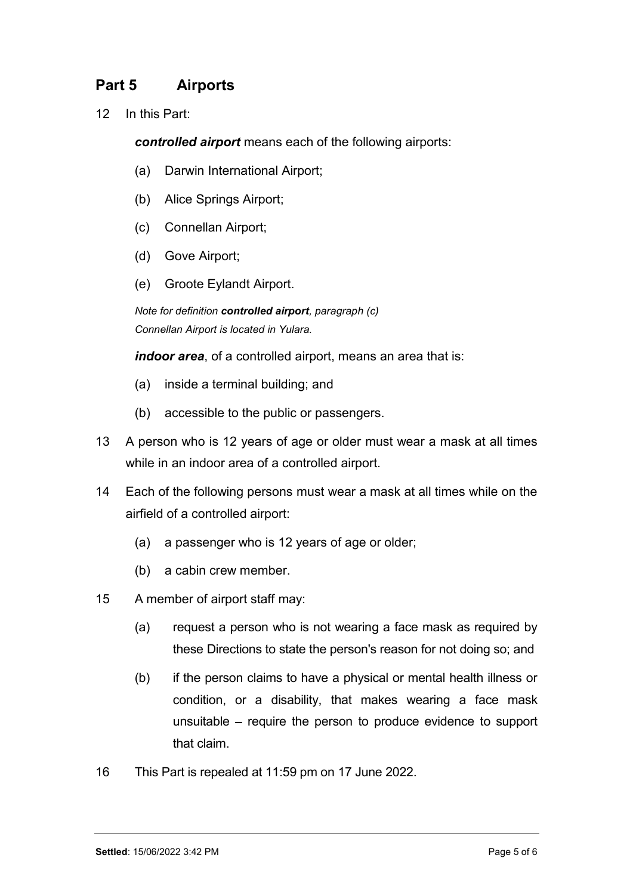## Part 5 Airports

12 In this Part:

***controlled airport*** means each of the following airports:

(a) Darwin International Airport;

(b) Alice Springs Airport;

(c) Connellan Airport;

(d) Gove Airport;

(e) Groote Eylandt Airport.

*Note for definition **controlled airport**, paragraph (c)*
*Connellan Airport is located in Yulara.*

***indoor area***, of a controlled airport, means an area that is:

(a) inside a terminal building; and

(b) accessible to the public or passengers.

13 A person who is 12 years of age or older must wear a mask at all times while in an indoor area of a controlled airport.

14 Each of the following persons must wear a mask at all times while on the airfield of a controlled airport:

(a) a passenger who is 12 years of age or older;

(b) a cabin crew member.

15 A member of airport staff may:

(a) request a person who is not wearing a face mask as required by these Directions to state the person's reason for not doing so; and

(b) if the person claims to have a physical or mental health illness or condition, or a disability, that makes wearing a face mask unsuitable – require the person to produce evidence to support that claim.

16 This Part is repealed at 11:59 pm on 17 June 2022.

**Settled**: 15/06/2022 3:42 PM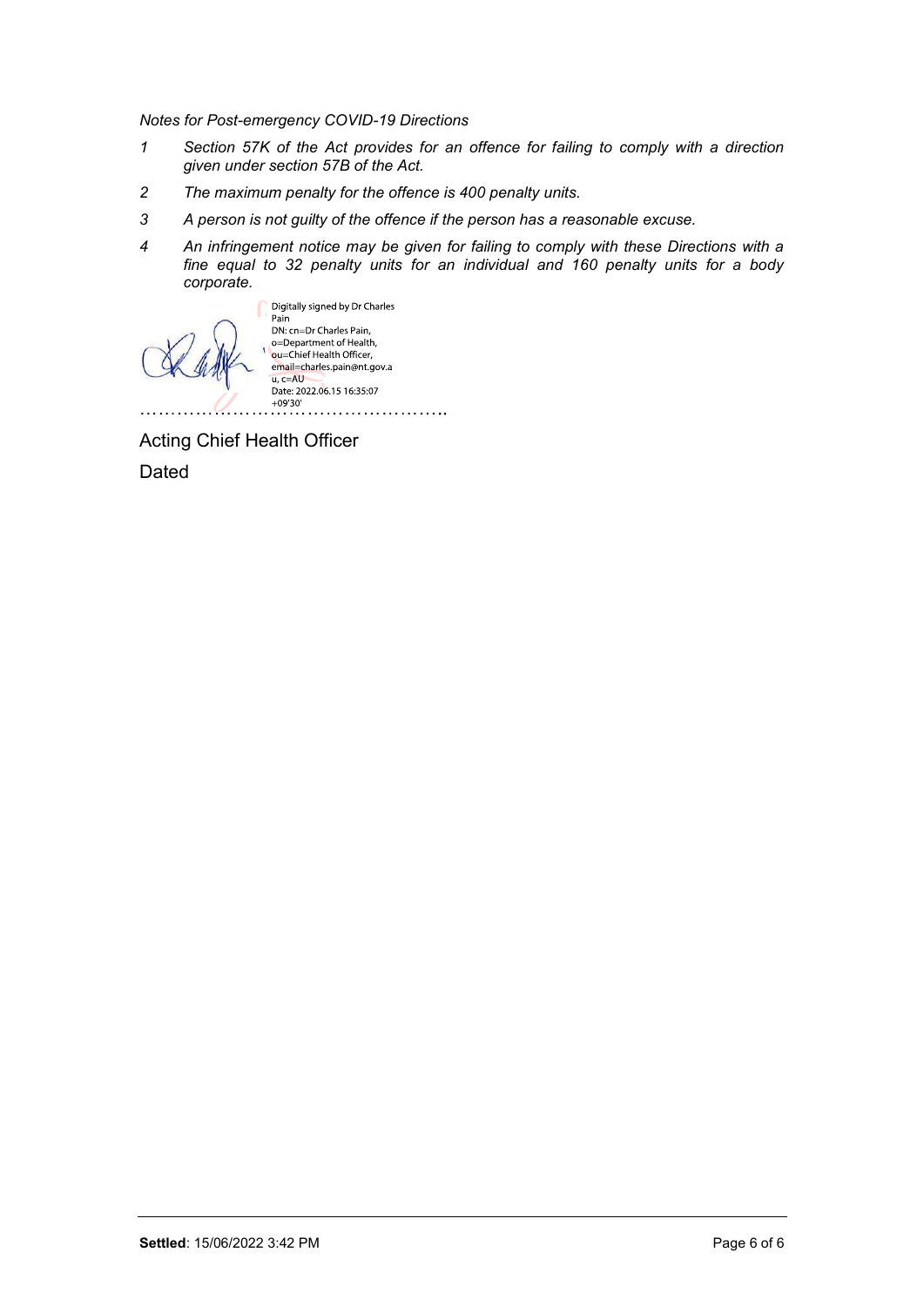*Notes for Post-emergency COVID-19 Directions*

1. *Section 57K of the Act provides for an offence for failing to comply with a direction given under section 57B of the Act.*
2. *The maximum penalty for the offence is 400 penalty units.*
3. *A person is not guilty of the offence if the person has a reasonable excuse.*
4. *An infringement notice may be given for failing to comply with these Directions with a fine equal to 32 penalty units for an individual and 160 penalty units for a body corporate.*

Digitally signed by Dr Charles Pain
DN: cn=Dr Charles Pain, o=Department of Health, ou=Chief Health Officer, email=charles.pain@nt.gov.au, c=AU
Date: 2022.06.15 16:35:07 +09'30'

…………………………………………….

Acting Chief Health Officer

Dated

**Settled**: 15/06/2022 3:42 PM